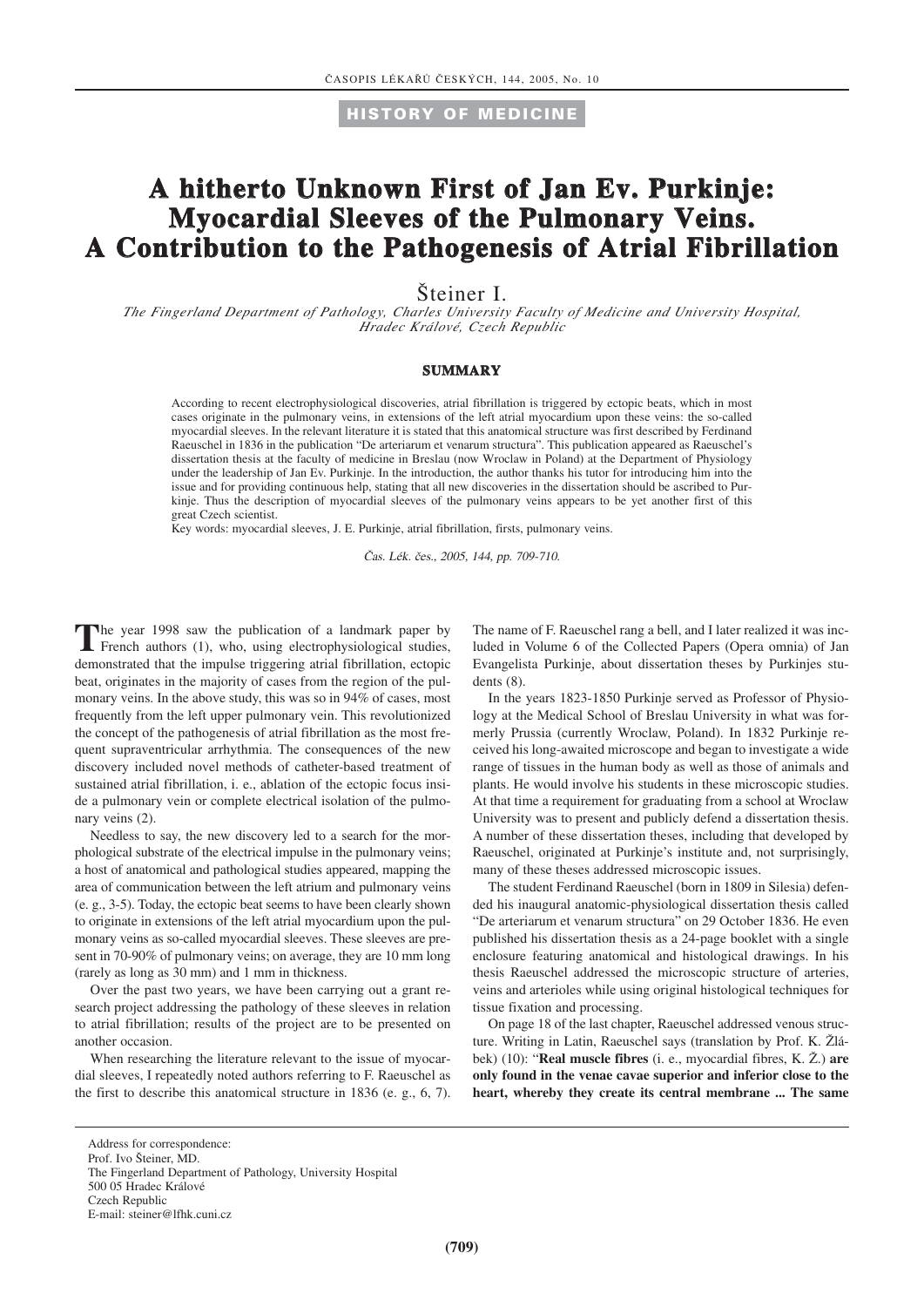HISTORY OF MEDICINE

# A hitherto Unknown First of Jan Ev. Purkinje: Myocardial Sleeves of the Pulmonary Veins. A Contribution to the Pathogenesis of Atrial Fibrillation

Šteiner I.

*The Fingerland Department of Pathology, Charles University Faculty of Medicine and University Hospital, Hradec Králové, Czech Republic*

## SUMMARY

According to recent electrophysiological discoveries, atrial fibrillation is triggered by ectopic beats, which in most cases originate in the pulmonary veins, in extensions of the left atrial myocardium upon these veins: the so-called myocardial sleeves. In the relevant literature it is stated that this anatomical structure was first described by Ferdinand Raeuschel in 1836 in the publication "De arteriarum et venarum structura". This publication appeared as Raeuschel's dissertation thesis at the faculty of medicine in Breslau (now Wroclaw in Poland) at the Department of Physiology under the leadership of Jan Ev. Purkinje. In the introduction, the author thanks his tutor for introducing him into the issue and for providing continuous help, stating that all new discoveries in the dissertation should be ascribed to Purkinje. Thus the description of myocardial sleeves of the pulmonary veins appears to be yet another first of this great Czech scientist.

Key words: myocardial sleeves, J. E. Purkinje, atrial fibrillation, firsts, pulmonary veins.

*Čas. Lék. čes., 2005, 144, pp. 709-710.*

The year 1998 saw the publication of a landmark paper by French authors (1), who, using electrophysiological studies, demonstrated that the impulse triggering atrial fibrillation, ectopic beat, originates in the majority of cases from the region of the pulmonary veins. In the above study, this was so in 94% of cases, most frequently from the left upper pulmonary vein. This revolutionized the concept of the pathogenesis of atrial fibrillation as the most frequent supraventricular arrhythmia. The consequences of the new discovery included novel methods of catheter-based treatment of sustained atrial fibrillation, i. e., ablation of the ectopic focus inside a pulmonary vein or complete electrical isolation of the pulmonary veins (2).

Needless to say, the new discovery led to a search for the morphological substrate of the electrical impulse in the pulmonary veins; a host of anatomical and pathological studies appeared, mapping the area of communication between the left atrium and pulmonary veins (e. g., 3-5). Today, the ectopic beat seems to have been clearly shown to originate in extensions of the left atrial myocardium upon the pulmonary veins as so-called myocardial sleeves. These sleeves are present in 70-90% of pulmonary veins; on average, they are 10 mm long (rarely as long as 30 mm) and 1 mm in thickness.

Over the past two years, we have been carrying out a grant research project addressing the pathology of these sleeves in relation to atrial fibrillation; results of the project are to be presented on another occasion.

When researching the literature relevant to the issue of myocardial sleeves, I repeatedly noted authors referring to F. Raeuschel as the first to describe this anatomical structure in 1836 (e. g., 6, 7). The name of F. Raeuschel rang a bell, and I later realized it was included in Volume 6 of the Collected Papers (Opera omnia) of Jan Evangelista Purkinje, about dissertation theses by Purkinjes students (8).

In the years 1823-1850 Purkinje served as Professor of Physiology at the Medical School of Breslau University in what was formerly Prussia (currently Wroclaw, Poland). In 1832 Purkinje received his long-awaited microscope and began to investigate a wide range of tissues in the human body as well as those of animals and plants. He would involve his students in these microscopic studies. At that time a requirement for graduating from a school at Wroclaw University was to present and publicly defend a dissertation thesis. A number of these dissertation theses, including that developed by Raeuschel, originated at Purkinje's institute and, not surprisingly, many of these theses addressed microscopic issues.

The student Ferdinand Raeuschel (born in 1809 in Silesia) defended his inaugural anatomic-physiological dissertation thesis called "De arteriarum et venarum structura" on 29 October 1836. He even published his dissertation thesis as a 24-page booklet with a single enclosure featuring anatomical and histological drawings. In his thesis Raeuschel addressed the microscopic structure of arteries, veins and arterioles while using original histological techniques for tissue fixation and processing.

On page 18 of the last chapter, Raeuschel addressed venous structure. Writing in Latin, Raeuschel says (translation by Prof. K. Žlábek) (10): "**Real muscle fibres** (i. e., myocardial fibres, K. Ž.) **are only found in the venae cavae superior and inferior close to the heart, whereby they create its central membrane ... The same**

Address for correspondence:
Prof. Ivo Šteiner, MD.
The Fingerland Department of Pathology, University Hospital
500 05 Hradec Králové
Czech Republic
E-mail: steiner@lfhk.cuni.cz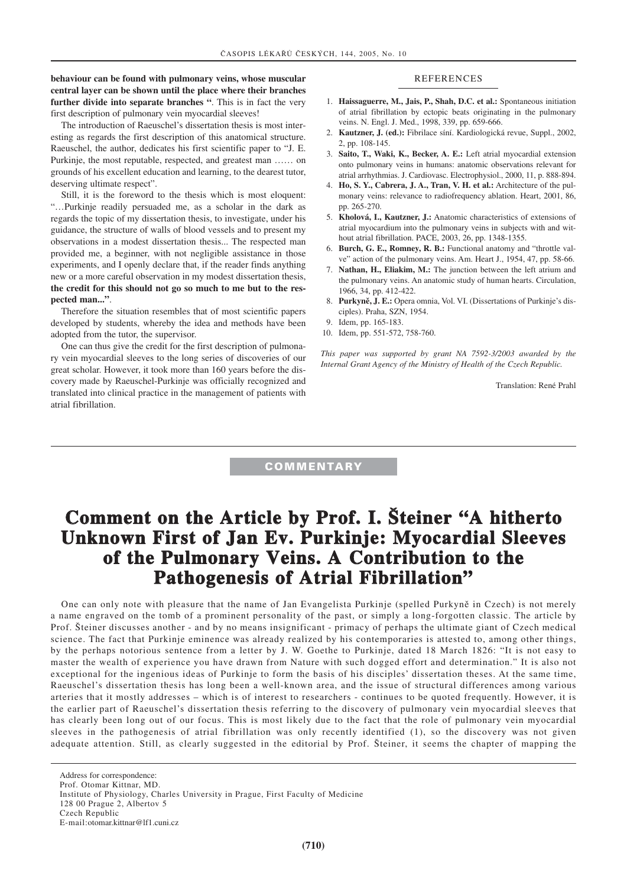**behaviour can be found with pulmonary veins, whose muscular central layer can be shown until the place where their branches further divide into separate branches "**. This is in fact the very first description of pulmonary vein myocardial sleeves!

The introduction of Raeuschel's dissertation thesis is most interesting as regards the first description of this anatomical structure. Raeuschel, the author, dedicates his first scientific paper to "J. E. Purkinje, the most reputable, respected, and greatest man …… on grounds of his excellent education and learning, to the dearest tutor, deserving ultimate respect".

Still, it is the foreword to the thesis which is most eloquent: "…Purkinje readily persuaded me, as a scholar in the dark as regards the topic of my dissertation thesis, to investigate, under his guidance, the structure of walls of blood vessels and to present my observations in a modest dissertation thesis... The respected man provided me, a beginner, with not negligible assistance in those experiments, and I openly declare that, if the reader finds anything new or a more careful observation in my modest dissertation thesis, **the credit for this should not go so much to me but to the respected man..."**.

Therefore the situation resembles that of most scientific papers developed by students, whereby the idea and methods have been adopted from the tutor, the supervisor.

One can thus give the credit for the first description of pulmonary vein myocardial sleeves to the long series of discoveries of our great scholar. However, it took more than 160 years before the discovery made by Raeuschel-Purkinje was officially recognized and translated into clinical practice in the management of patients with atrial fibrillation.

## REFERENCES

1. **Haissaguerre, M., Jais, P., Shah, D.C. et al.:** Spontaneous initiation of atrial fibrillation by ectopic beats originating in the pulmonary veins. N. Engl. J. Med., 1998, 339, pp. 659-666.
2. **Kautzner, J. (ed.):** Fibrilace síní. Kardiologická revue, Suppl., 2002, 2, pp. 108-145.
3. **Saito, T., Waki, K., Becker, A. E.:** Left atrial myocardial extension onto pulmonary veins in humans: anatomic observations relevant for atrial arrhythmias. J. Cardiovasc. Electrophysiol., 2000, 11, p. 888-894.
4. **Ho, S. Y., Cabrera, J. A., Tran, V. H. et al.:** Architecture of the pulmonary veins: relevance to radiofrequency ablation. Heart, 2001, 86, pp. 265-270.
5. **Kholová, I., Kautzner, J.:** Anatomic characteristics of extensions of atrial myocardium into the pulmonary veins in subjects with and without atrial fibrillation. PACE, 2003, 26, pp. 1348-1355.
6. **Burch, G. E., Romney, R. B.:** Functional anatomy and "throttle valve" action of the pulmonary veins. Am. Heart J., 1954, 47, pp. 58-66.
7. **Nathan, H., Eliakim, M.:** The junction between the left atrium and the pulmonary veins. An anatomic study of human hearts. Circulation, 1966, 34, pp. 412-422.
8. **Purkyně, J. E.:** Opera omnia, Vol. VI. (Dissertations of Purkinje's disciples). Praha, SZN, 1954.
9. Idem, pp. 165-183.
10. Idem, pp. 551-572, 758-760.

*This paper was supported by grant NA 7592-3/2003 awarded by the Internal Grant Agency of the Ministry of Health of the Czech Republic.*

Translation: René Prahl

**COMMENTARY**

# Comment on the Article by Prof. I. Šteiner "A hitherto Unknown First of Jan Ev. Purkinje: Myocardial Sleeves of the Pulmonary Veins. A Contribution to the Pathogenesis of Atrial Fibrillation"

One can only note with pleasure that the name of Jan Evangelista Purkinje (spelled Purkyně in Czech) is not merely a name engraved on the tomb of a prominent personality of the past, or simply a long-forgotten classic. The article by Prof. Šteiner discusses another - and by no means insignificant - primacy of perhaps the ultimate giant of Czech medical science. The fact that Purkinje eminence was already realized by his contemporaries is attested to, among other things, by the perhaps notorious sentence from a letter by J. W. Goethe to Purkinje, dated 18 March 1826: "It is not easy to master the wealth of experience you have drawn from Nature with such dogged effort and determination." It is also not exceptional for the ingenious ideas of Purkinje to form the basis of his disciples' dissertation theses. At the same time, Raeuschel's dissertation thesis has long been a well-known area, and the issue of structural differences among various arteries that it mostly addresses – which is of interest to researchers – continues to be quoted frequently. However, it is the earlier part of Raeuschel's dissertation thesis referring to the discovery of pulmonary vein myocardial sleeves that has clearly been long out of our focus. This is most likely due to the fact that the role of pulmonary vein myocardial sleeves in the pathogenesis of atrial fibrillation was only recently identified (1), so the discovery was not given adequate attention. Still, as clearly suggested in the editorial by Prof. Šteiner, it seems the chapter of mapping the

Address for correspondence:
Prof. Otomar Kittnar, MD.
Institute of Physiology, Charles University in Prague, First Faculty of Medicine
128 00 Prague 2, Albertov 5
Czech Republic
E-mail:otomar.kittnar@lf1.cuni.cz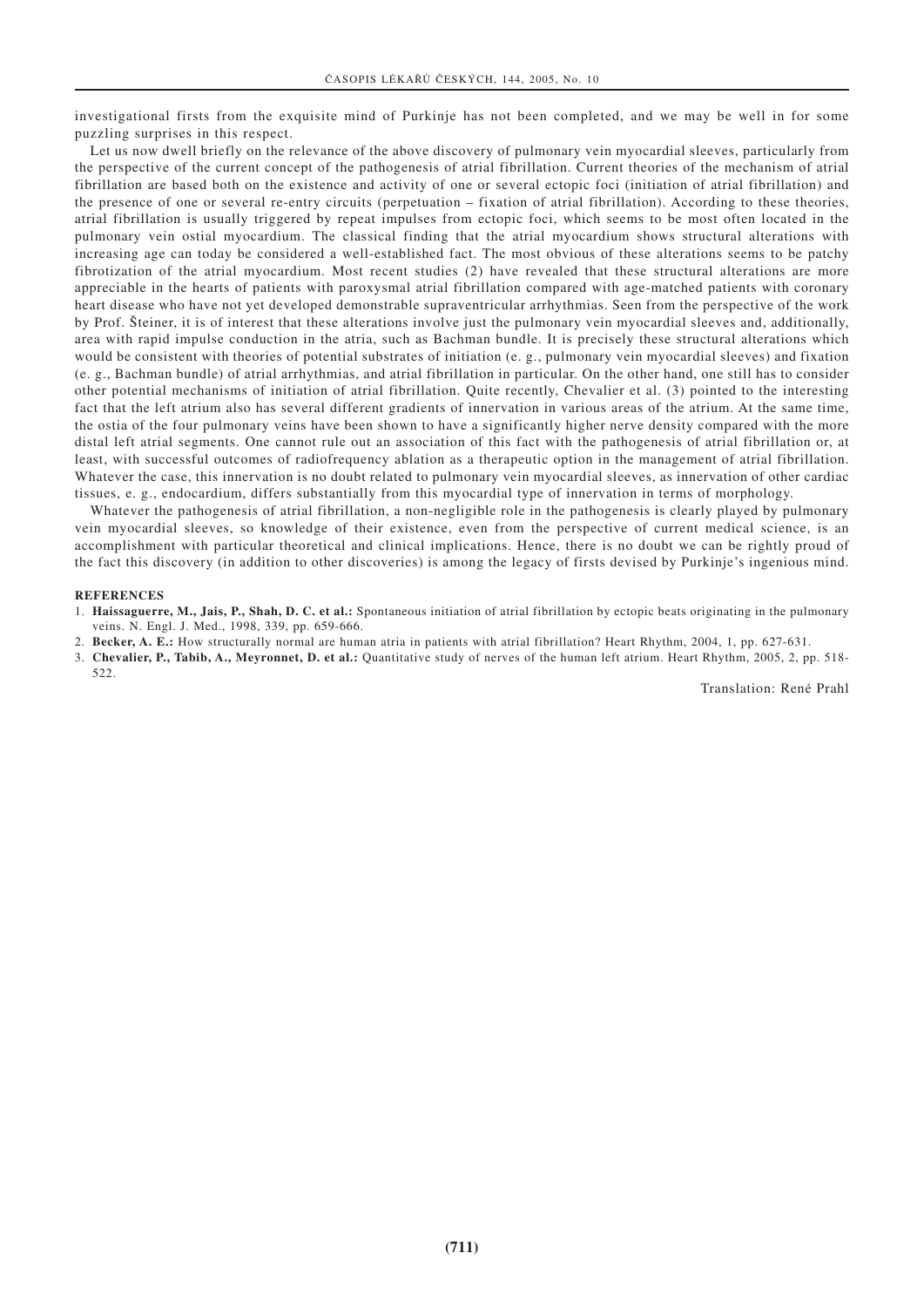investigational firsts from the exquisite mind of Purkinje has not been completed, and we may be well in for some puzzling surprises in this respect.

Let us now dwell briefly on the relevance of the above discovery of pulmonary vein myocardial sleeves, particularly from the perspective of the current concept of the pathogenesis of atrial fibrillation. Current theories of the mechanism of atrial fibrillation are based both on the existence and activity of one or several ectopic foci (initiation of atrial fibrillation) and the presence of one or several re-entry circuits (perpetuation – fixation of atrial fibrillation). According to these theories, atrial fibrillation is usually triggered by repeat impulses from ectopic foci, which seems to be most often located in the pulmonary vein ostial myocardium. The classical finding that the atrial myocardium shows structural alterations with increasing age can today be considered a well-established fact. The most obvious of these alterations seems to be patchy fibrotization of the atrial myocardium. Most recent studies (2) have revealed that these structural alterations are more appreciable in the hearts of patients with paroxysmal atrial fibrillation compared with age-matched patients with coronary heart disease who have not yet developed demonstrable supraventricular arrhythmias. Seen from the perspective of the work by Prof. Šteiner, it is of interest that these alterations involve just the pulmonary vein myocardial sleeves and, additionally, area with rapid impulse conduction in the atria, such as Bachman bundle. It is precisely these structural alterations which would be consistent with theories of potential substrates of initiation (e. g., pulmonary vein myocardial sleeves) and fixation (e. g., Bachman bundle) of atrial arrhythmias, and atrial fibrillation in particular. On the other hand, one still has to consider other potential mechanisms of initiation of atrial fibrillation. Quite recently, Chevalier et al. (3) pointed to the interesting fact that the left atrium also has several different gradients of innervation in various areas of the atrium. At the same time, the ostia of the four pulmonary veins have been shown to have a significantly higher nerve density compared with the more distal left atrial segments. One cannot rule out an association of this fact with the pathogenesis of atrial fibrillation or, at least, with successful outcomes of radiofrequency ablation as a therapeutic option in the management of atrial fibrillation. Whatever the case, this innervation is no doubt related to pulmonary vein myocardial sleeves, as innervation of other cardiac tissues, e. g., endocardium, differs substantially from this myocardial type of innervation in terms of morphology.

Whatever the pathogenesis of atrial fibrillation, a non-negligible role in the pathogenesis is clearly played by pulmonary vein myocardial sleeves, so knowledge of their existence, even from the perspective of current medical science, is an accomplishment with particular theoretical and clinical implications. Hence, there is no doubt we can be rightly proud of the fact this discovery (in addition to other discoveries) is among the legacy of firsts devised by Purkinje's ingenious mind.

**REFERENCES**

1. **Haissaguerre, M., Jais, P., Shah, D. C. et al.:** Spontaneous initiation of atrial fibrillation by ectopic beats originating in the pulmonary veins. N. Engl. J. Med., 1998, 339, pp. 659-666.
2. **Becker, A. E.:** How structurally normal are human atria in patients with atrial fibrillation? Heart Rhythm, 2004, 1, pp. 627-631.
3. **Chevalier, P., Tabib, A., Meyronnet, D. et al.:** Quantitative study of nerves of the human left atrium. Heart Rhythm, 2005, 2, pp. 518-522.

Translation: René Prahl